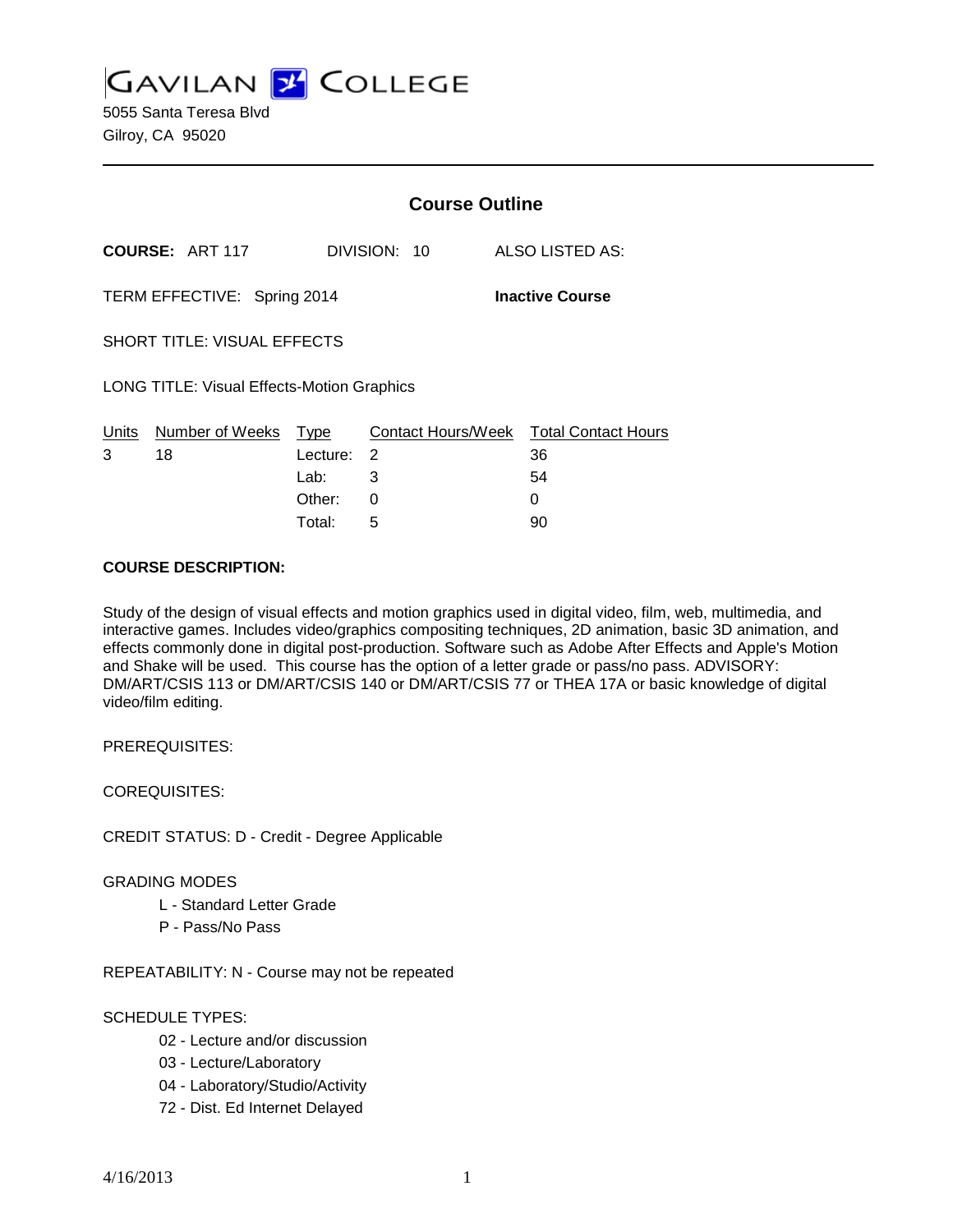# GAVILAN COLLEGE

5055 Santa Teresa Blvd
Gilroy, CA 95020

## Course Outline

**COURSE:** ART 117 DIVISION: 10 ALSO LISTED AS:

TERM EFFECTIVE: Spring 2014 **Inactive Course**

SHORT TITLE: VISUAL EFFECTS

LONG TITLE: Visual Effects-Motion Graphics

| Units | Number of Weeks | Type | Contact Hours/Week | Total Contact Hours |
|---|---|---|---|---|
| 3 | 18 | Lecture: | 2 | 36 |
| | | Lab: | 3 | 54 |
| | | Other: | 0 | 0 |
| | | Total: | 5 | 90 |

**COURSE DESCRIPTION:**

Study of the design of visual effects and motion graphics used in digital video, film, web, multimedia, and interactive games. Includes video/graphics compositing techniques, 2D animation, basic 3D animation, and effects commonly done in digital post-production. Software such as Adobe After Effects and Apple's Motion and Shake will be used. This course has the option of a letter grade or pass/no pass. ADVISORY: DM/ART/CSIS 113 or DM/ART/CSIS 140 or DM/ART/CSIS 77 or THEA 17A or basic knowledge of digital video/film editing.

PREREQUISITES:

COREQUISITES:

CREDIT STATUS: D - Credit - Degree Applicable

GRADING MODES

- L - Standard Letter Grade
- P - Pass/No Pass

REPEATABILITY: N - Course may not be repeated

SCHEDULE TYPES:

- 02 - Lecture and/or discussion
- 03 - Lecture/Laboratory
- 04 - Laboratory/Studio/Activity
- 72 - Dist. Ed Internet Delayed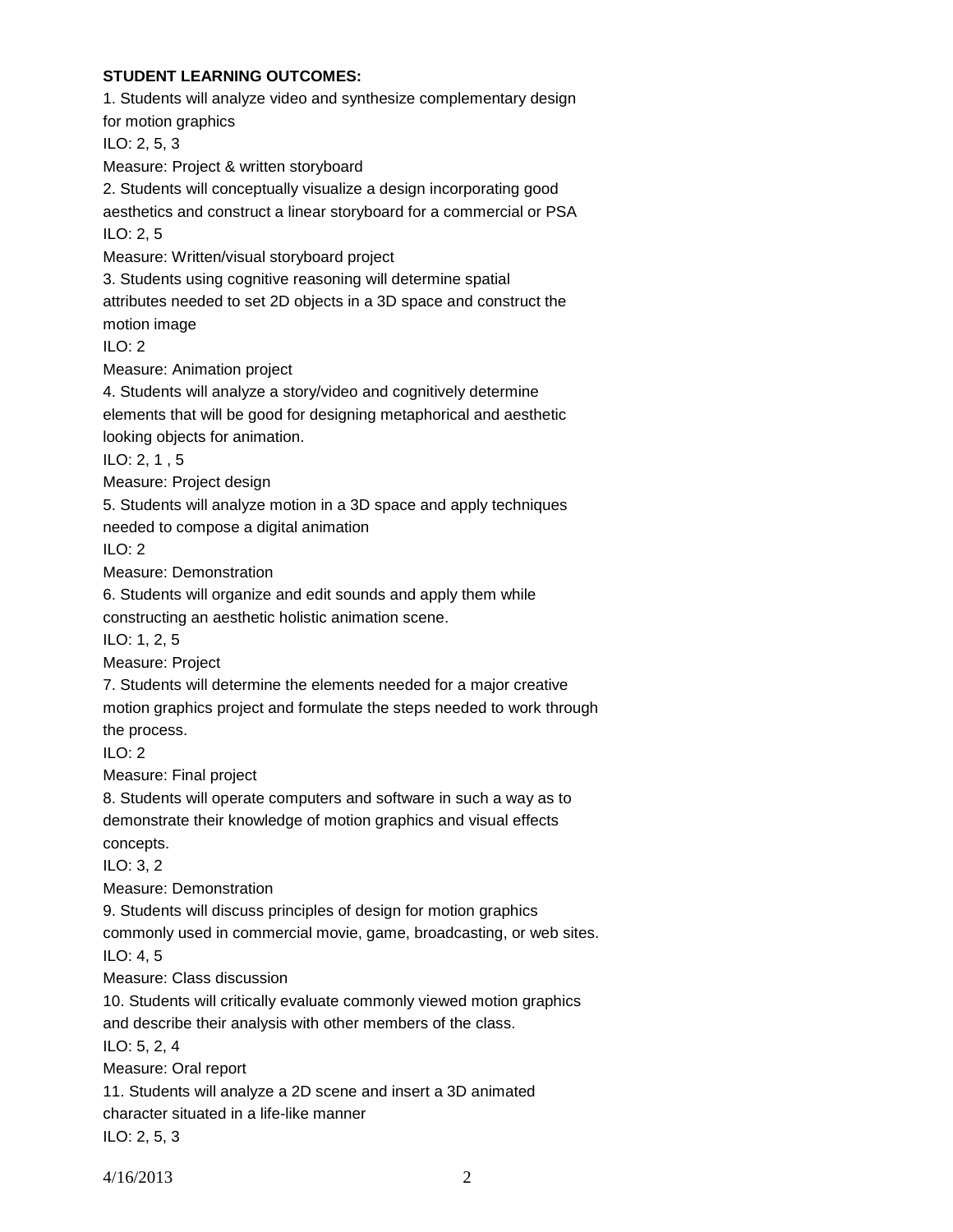**STUDENT LEARNING OUTCOMES:**

1. Students will analyze video and synthesize complementary design for motion graphics
ILO: 2, 5, 3
Measure: Project & written storyboard

2. Students will conceptually visualize a design incorporating good aesthetics and construct a linear storyboard for a commercial or PSA
ILO: 2, 5
Measure: Written/visual storyboard project

3. Students using cognitive reasoning will determine spatial attributes needed to set 2D objects in a 3D space and construct the motion image
ILO: 2
Measure: Animation project

4. Students will analyze a story/video and cognitively determine elements that will be good for designing metaphorical and aesthetic looking objects for animation.
ILO: 2, 1 , 5
Measure: Project design

5. Students will analyze motion in a 3D space and apply techniques needed to compose a digital animation
ILO: 2
Measure: Demonstration

6. Students will organize and edit sounds and apply them while constructing an aesthetic holistic animation scene.
ILO: 1, 2, 5
Measure: Project

7. Students will determine the elements needed for a major creative motion graphics project and formulate the steps needed to work through the process.
ILO: 2
Measure: Final project

8. Students will operate computers and software in such a way as to demonstrate their knowledge of motion graphics and visual effects concepts.
ILO: 3, 2
Measure: Demonstration

9. Students will discuss principles of design for motion graphics commonly used in commercial movie, game, broadcasting, or web sites.
ILO: 4, 5
Measure: Class discussion

10. Students will critically evaluate commonly viewed motion graphics and describe their analysis with other members of the class.
ILO: 5, 2, 4
Measure: Oral report

11. Students will analyze a 2D scene and insert a 3D animated character situated in a life-like manner
ILO: 2, 5, 3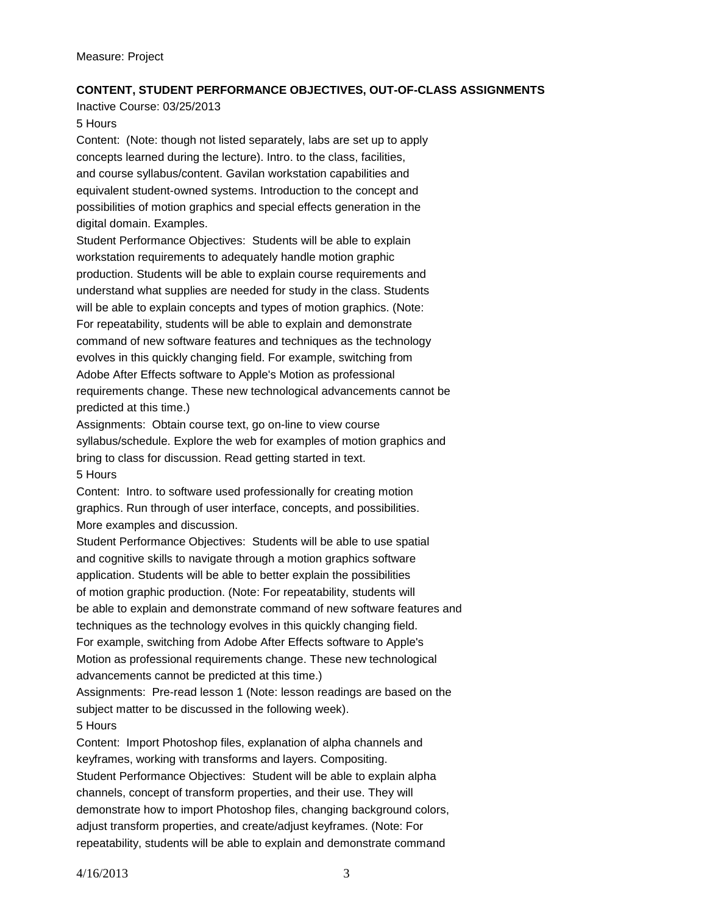Measure: Project

**CONTENT, STUDENT PERFORMANCE OBJECTIVES, OUT-OF-CLASS ASSIGNMENTS**

Inactive Course: 03/25/2013

5 Hours

Content: (Note: though not listed separately, labs are set up to apply concepts learned during the lecture). Intro. to the class, facilities, and course syllabus/content. Gavilan workstation capabilities and equivalent student-owned systems. Introduction to the concept and possibilities of motion graphics and special effects generation in the digital domain. Examples.

Student Performance Objectives: Students will be able to explain workstation requirements to adequately handle motion graphic production. Students will be able to explain course requirements and understand what supplies are needed for study in the class. Students will be able to explain concepts and types of motion graphics. (Note: For repeatability, students will be able to explain and demonstrate command of new software features and techniques as the technology evolves in this quickly changing field. For example, switching from Adobe After Effects software to Apple's Motion as professional requirements change. These new technological advancements cannot be predicted at this time.)

Assignments: Obtain course text, go on-line to view course syllabus/schedule. Explore the web for examples of motion graphics and bring to class for discussion. Read getting started in text.

5 Hours

Content: Intro. to software used professionally for creating motion graphics. Run through of user interface, concepts, and possibilities. More examples and discussion.

Student Performance Objectives: Students will be able to use spatial and cognitive skills to navigate through a motion graphics software application. Students will be able to better explain the possibilities of motion graphic production. (Note: For repeatability, students will be able to explain and demonstrate command of new software features and techniques as the technology evolves in this quickly changing field. For example, switching from Adobe After Effects software to Apple's Motion as professional requirements change. These new technological advancements cannot be predicted at this time.)

Assignments: Pre-read lesson 1 (Note: lesson readings are based on the subject matter to be discussed in the following week).

5 Hours

Content: Import Photoshop files, explanation of alpha channels and keyframes, working with transforms and layers. Compositing.

Student Performance Objectives: Student will be able to explain alpha channels, concept of transform properties, and their use. They will demonstrate how to import Photoshop files, changing background colors, adjust transform properties, and create/adjust keyframes. (Note: For repeatability, students will be able to explain and demonstrate command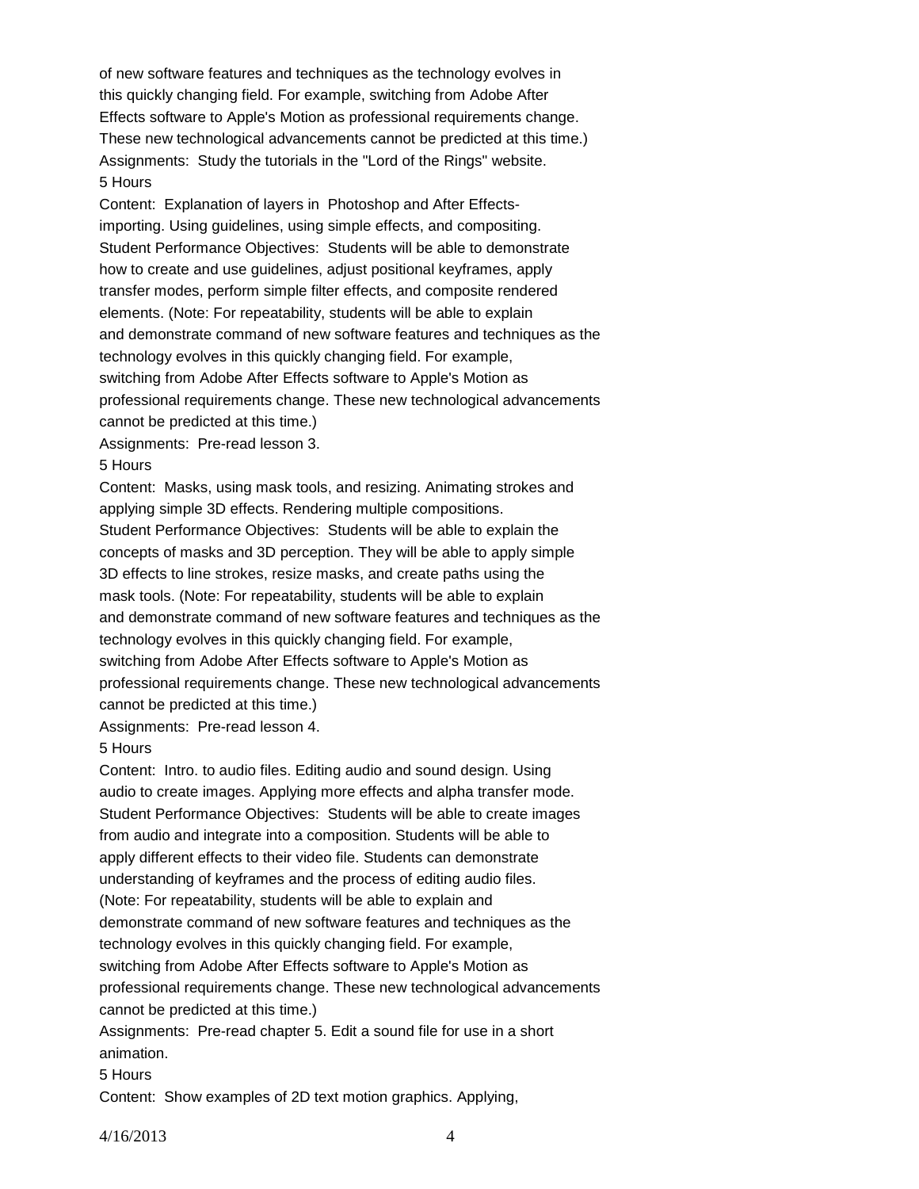of new software features and techniques as the technology evolves in this quickly changing field. For example, switching from Adobe After Effects software to Apple's Motion as professional requirements change. These new technological advancements cannot be predicted at this time.)

Assignments: Study the tutorials in the "Lord of the Rings" website.

5 Hours

Content: Explanation of layers in Photoshop and After Effects-importing. Using guidelines, using simple effects, and compositing.

Student Performance Objectives: Students will be able to demonstrate how to create and use guidelines, adjust positional keyframes, apply transfer modes, perform simple filter effects, and composite rendered elements. (Note: For repeatability, students will be able to explain and demonstrate command of new software features and techniques as the technology evolves in this quickly changing field. For example, switching from Adobe After Effects software to Apple's Motion as professional requirements change. These new technological advancements cannot be predicted at this time.)

Assignments: Pre-read lesson 3.

5 Hours

Content: Masks, using mask tools, and resizing. Animating strokes and applying simple 3D effects. Rendering multiple compositions.

Student Performance Objectives: Students will be able to explain the concepts of masks and 3D perception. They will be able to apply simple 3D effects to line strokes, resize masks, and create paths using the mask tools. (Note: For repeatability, students will be able to explain and demonstrate command of new software features and techniques as the technology evolves in this quickly changing field. For example, switching from Adobe After Effects software to Apple's Motion as professional requirements change. These new technological advancements cannot be predicted at this time.)

Assignments: Pre-read lesson 4.

5 Hours

Content: Intro. to audio files. Editing audio and sound design. Using audio to create images. Applying more effects and alpha transfer mode.

Student Performance Objectives: Students will be able to create images from audio and integrate into a composition. Students will be able to apply different effects to their video file. Students can demonstrate understanding of keyframes and the process of editing audio files. (Note: For repeatability, students will be able to explain and demonstrate command of new software features and techniques as the technology evolves in this quickly changing field. For example, switching from Adobe After Effects software to Apple's Motion as professional requirements change. These new technological advancements cannot be predicted at this time.)

Assignments: Pre-read chapter 5. Edit a sound file for use in a short animation.

5 Hours

Content: Show examples of 2D text motion graphics. Applying,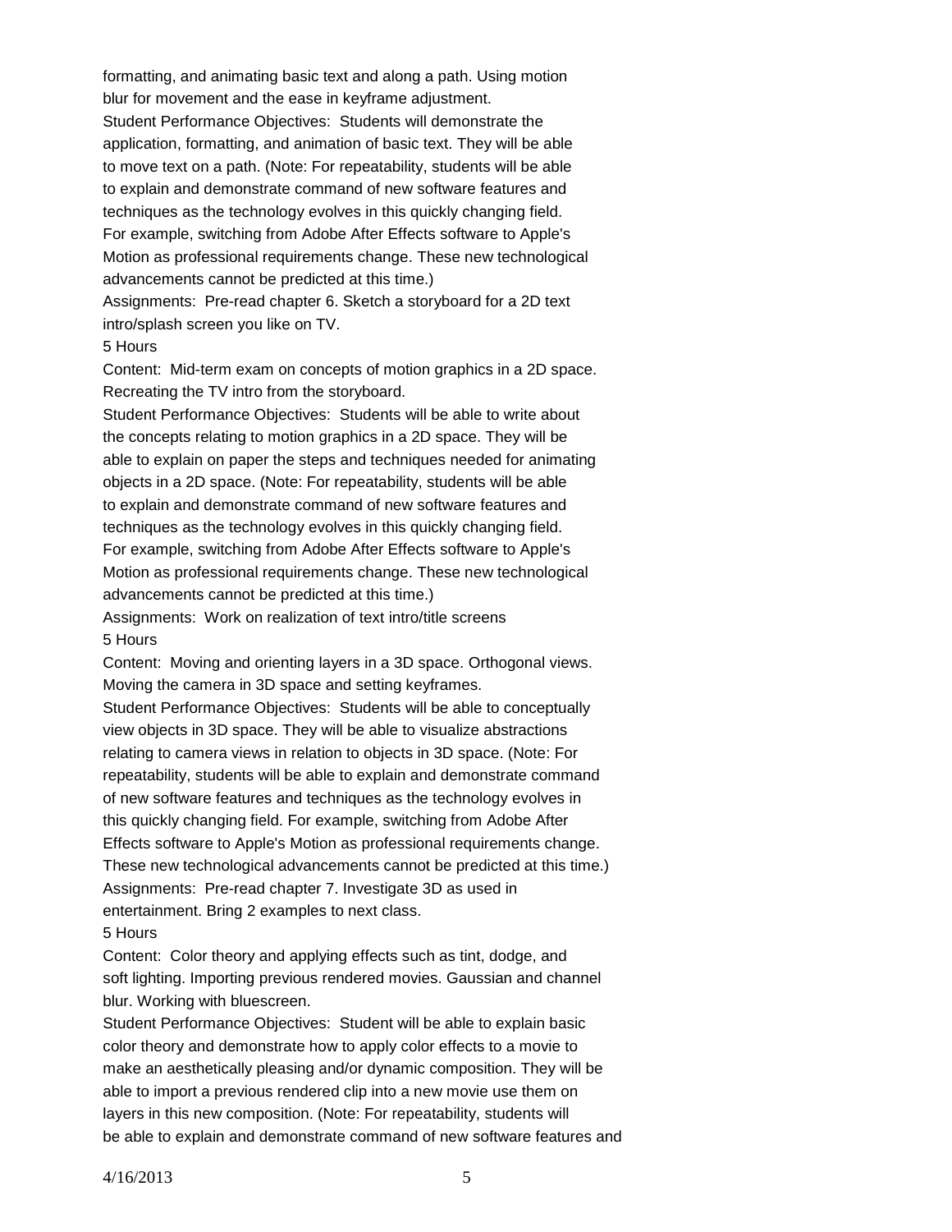formatting, and animating basic text and along a path. Using motion blur for movement and the ease in keyframe adjustment.

Student Performance Objectives: Students will demonstrate the application, formatting, and animation of basic text. They will be able to move text on a path. (Note: For repeatability, students will be able to explain and demonstrate command of new software features and techniques as the technology evolves in this quickly changing field. For example, switching from Adobe After Effects software to Apple's Motion as professional requirements change. These new technological advancements cannot be predicted at this time.)

Assignments: Pre-read chapter 6. Sketch a storyboard for a 2D text intro/splash screen you like on TV.

5 Hours

Content: Mid-term exam on concepts of motion graphics in a 2D space. Recreating the TV intro from the storyboard.

Student Performance Objectives: Students will be able to write about the concepts relating to motion graphics in a 2D space. They will be able to explain on paper the steps and techniques needed for animating objects in a 2D space. (Note: For repeatability, students will be able to explain and demonstrate command of new software features and techniques as the technology evolves in this quickly changing field. For example, switching from Adobe After Effects software to Apple's Motion as professional requirements change. These new technological advancements cannot be predicted at this time.)

Assignments: Work on realization of text intro/title screens

5 Hours

Content: Moving and orienting layers in a 3D space. Orthogonal views. Moving the camera in 3D space and setting keyframes.

Student Performance Objectives: Students will be able to conceptually view objects in 3D space. They will be able to visualize abstractions relating to camera views in relation to objects in 3D space. (Note: For repeatability, students will be able to explain and demonstrate command of new software features and techniques as the technology evolves in this quickly changing field. For example, switching from Adobe After Effects software to Apple's Motion as professional requirements change. These new technological advancements cannot be predicted at this time.)

Assignments: Pre-read chapter 7. Investigate 3D as used in entertainment. Bring 2 examples to next class.

5 Hours

Content: Color theory and applying effects such as tint, dodge, and soft lighting. Importing previous rendered movies. Gaussian and channel blur. Working with bluescreen.

Student Performance Objectives: Student will be able to explain basic color theory and demonstrate how to apply color effects to a movie to make an aesthetically pleasing and/or dynamic composition. They will be able to import a previous rendered clip into a new movie use them on layers in this new composition. (Note: For repeatability, students will be able to explain and demonstrate command of new software features and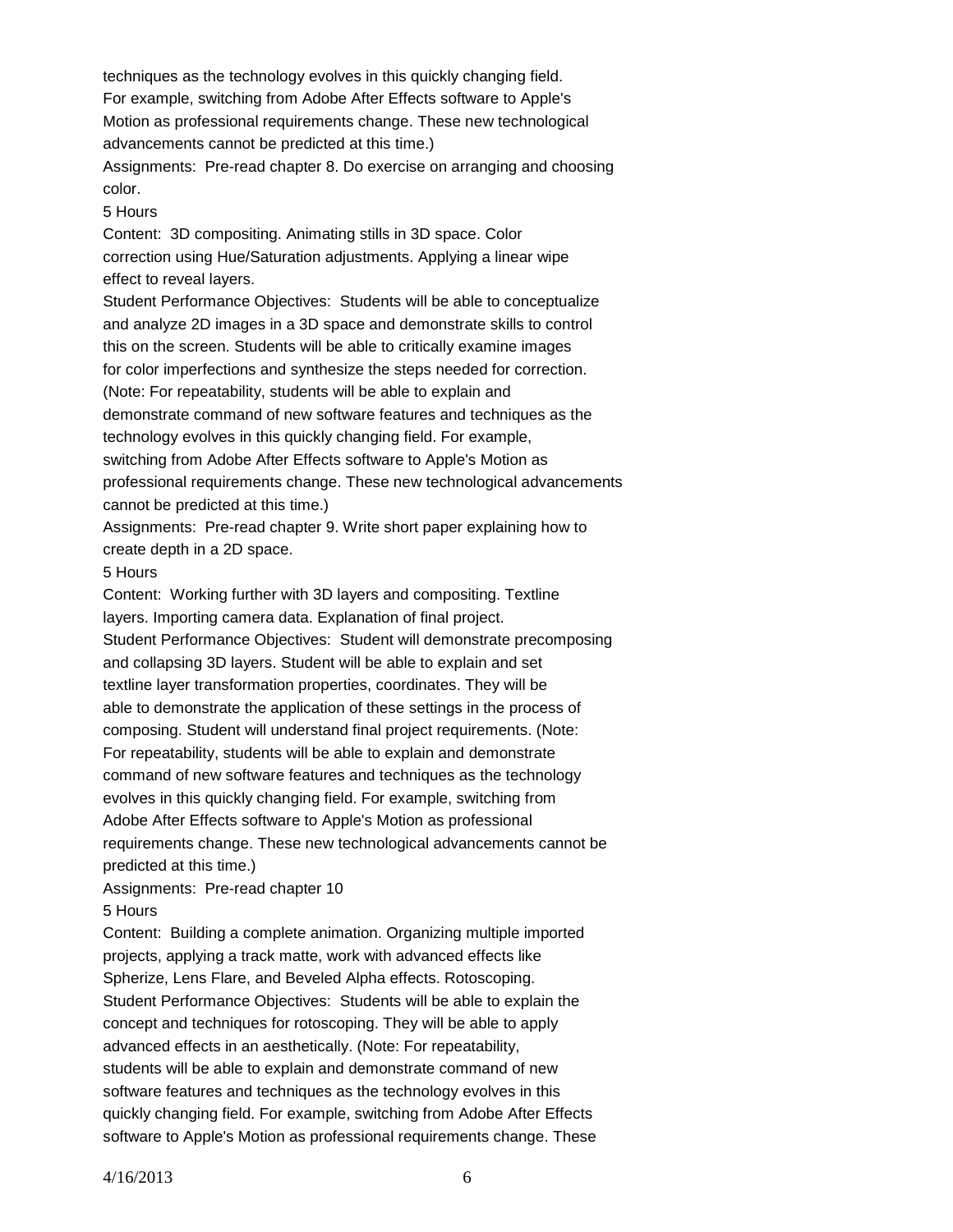techniques as the technology evolves in this quickly changing field. For example, switching from Adobe After Effects software to Apple's Motion as professional requirements change. These new technological advancements cannot be predicted at this time.)

Assignments: Pre-read chapter 8. Do exercise on arranging and choosing color.

5 Hours

Content: 3D compositing. Animating stills in 3D space. Color correction using Hue/Saturation adjustments. Applying a linear wipe effect to reveal layers.

Student Performance Objectives: Students will be able to conceptualize and analyze 2D images in a 3D space and demonstrate skills to control this on the screen. Students will be able to critically examine images for color imperfections and synthesize the steps needed for correction. (Note: For repeatability, students will be able to explain and demonstrate command of new software features and techniques as the technology evolves in this quickly changing field. For example, switching from Adobe After Effects software to Apple's Motion as professional requirements change. These new technological advancements cannot be predicted at this time.)

Assignments: Pre-read chapter 9. Write short paper explaining how to create depth in a 2D space.

5 Hours

Content: Working further with 3D layers and compositing. Textline layers. Importing camera data. Explanation of final project.

Student Performance Objectives: Student will demonstrate precomposing and collapsing 3D layers. Student will be able to explain and set textline layer transformation properties, coordinates. They will be able to demonstrate the application of these settings in the process of composing. Student will understand final project requirements. (Note: For repeatability, students will be able to explain and demonstrate command of new software features and techniques as the technology evolves in this quickly changing field. For example, switching from Adobe After Effects software to Apple's Motion as professional requirements change. These new technological advancements cannot be predicted at this time.)

Assignments: Pre-read chapter 10

5 Hours

Content: Building a complete animation. Organizing multiple imported projects, applying a track matte, work with advanced effects like Spherize, Lens Flare, and Beveled Alpha effects. Rotoscoping.

Student Performance Objectives: Students will be able to explain the concept and techniques for rotoscoping. They will be able to apply advanced effects in an aesthetically. (Note: For repeatability, students will be able to explain and demonstrate command of new software features and techniques as the technology evolves in this quickly changing field. For example, switching from Adobe After Effects software to Apple's Motion as professional requirements change. These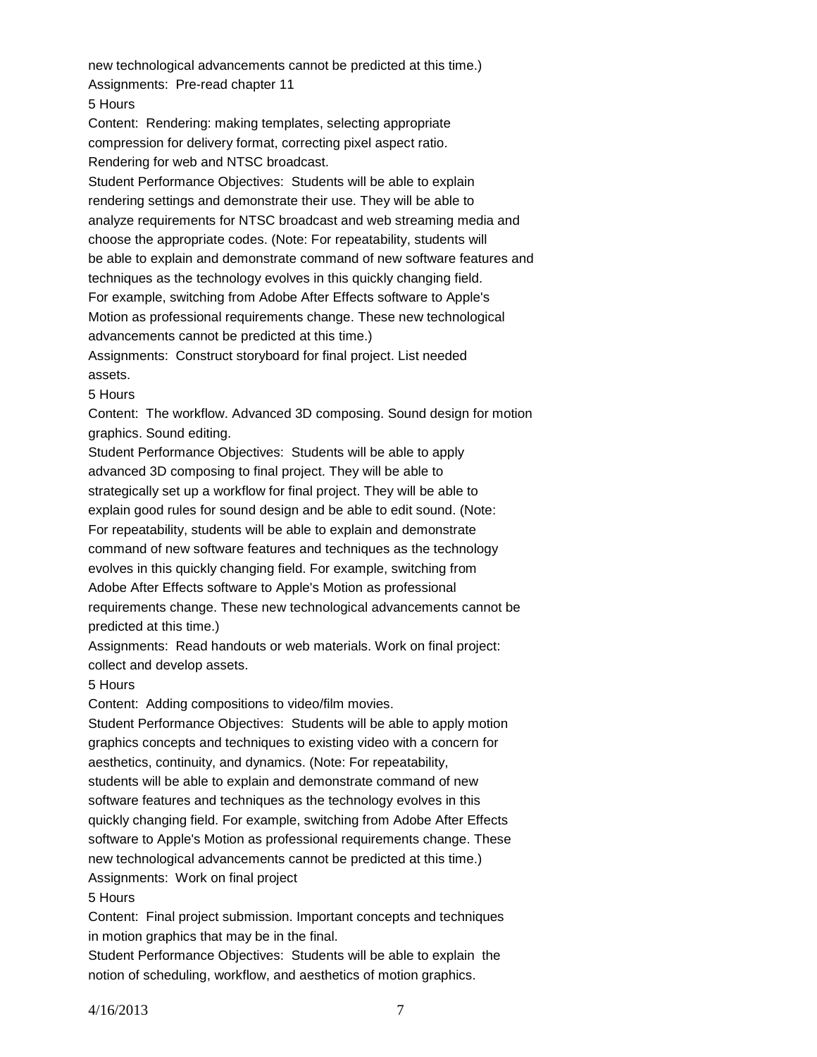new technological advancements cannot be predicted at this time.)

Assignments: Pre-read chapter 11

5 Hours

Content: Rendering: making templates, selecting appropriate compression for delivery format, correcting pixel aspect ratio. Rendering for web and NTSC broadcast.

Student Performance Objectives: Students will be able to explain rendering settings and demonstrate their use. They will be able to analyze requirements for NTSC broadcast and web streaming media and choose the appropriate codes. (Note: For repeatability, students will be able to explain and demonstrate command of new software features and techniques as the technology evolves in this quickly changing field. For example, switching from Adobe After Effects software to Apple's Motion as professional requirements change. These new technological advancements cannot be predicted at this time.)

Assignments: Construct storyboard for final project. List needed assets.

5 Hours

Content: The workflow. Advanced 3D composing. Sound design for motion graphics. Sound editing.

Student Performance Objectives: Students will be able to apply advanced 3D composing to final project. They will be able to strategically set up a workflow for final project. They will be able to explain good rules for sound design and be able to edit sound. (Note: For repeatability, students will be able to explain and demonstrate command of new software features and techniques as the technology evolves in this quickly changing field. For example, switching from Adobe After Effects software to Apple's Motion as professional requirements change. These new technological advancements cannot be predicted at this time.)

Assignments: Read handouts or web materials. Work on final project: collect and develop assets.

5 Hours

Content: Adding compositions to video/film movies.

Student Performance Objectives: Students will be able to apply motion graphics concepts and techniques to existing video with a concern for aesthetics, continuity, and dynamics. (Note: For repeatability, students will be able to explain and demonstrate command of new software features and techniques as the technology evolves in this quickly changing field. For example, switching from Adobe After Effects software to Apple's Motion as professional requirements change. These new technological advancements cannot be predicted at this time.)

Assignments: Work on final project

5 Hours

Content: Final project submission. Important concepts and techniques in motion graphics that may be in the final.

Student Performance Objectives: Students will be able to explain the notion of scheduling, workflow, and aesthetics of motion graphics.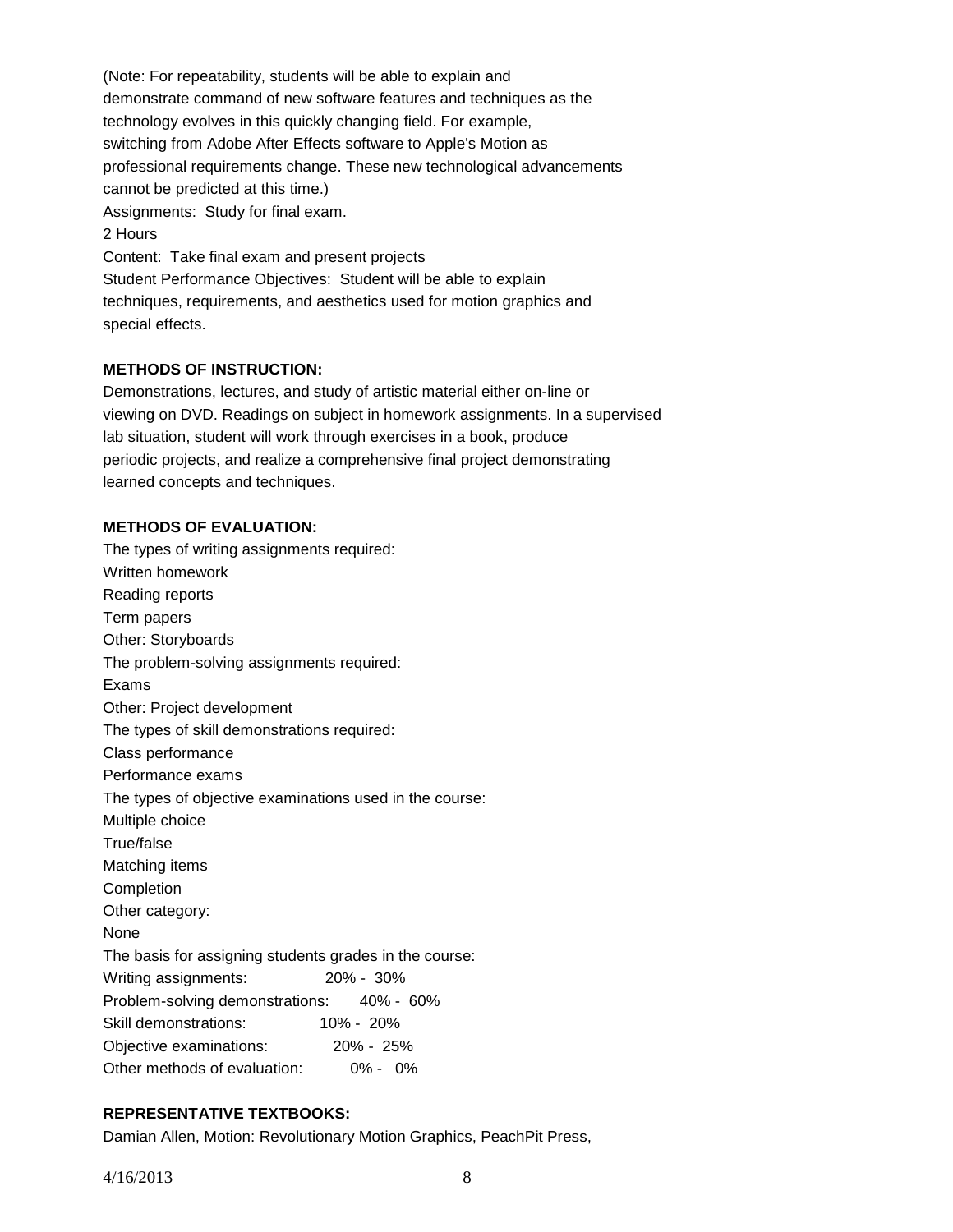(Note: For repeatability, students will be able to explain and demonstrate command of new software features and techniques as the technology evolves in this quickly changing field. For example, switching from Adobe After Effects software to Apple's Motion as professional requirements change. These new technological advancements cannot be predicted at this time.)

Assignments: Study for final exam.

2 Hours

Content: Take final exam and present projects

Student Performance Objectives: Student will be able to explain techniques, requirements, and aesthetics used for motion graphics and special effects.

**METHODS OF INSTRUCTION:**

Demonstrations, lectures, and study of artistic material either on-line or viewing on DVD. Readings on subject in homework assignments. In a supervised lab situation, student will work through exercises in a book, produce periodic projects, and realize a comprehensive final project demonstrating learned concepts and techniques.

**METHODS OF EVALUATION:**

The types of writing assignments required:
Written homework
Reading reports
Term papers
Other: Storyboards

The problem-solving assignments required:
Exams
Other: Project development

The types of skill demonstrations required:
Class performance
Performance exams

The types of objective examinations used in the course:
Multiple choice
True/false
Matching items
Completion
Other category:
None

The basis for assigning students grades in the course:

| | |
|---|---|
| Writing assignments: | 20% - 30% |
| Problem-solving demonstrations: | 40% - 60% |
| Skill demonstrations: | 10% - 20% |
| Objective examinations: | 20% - 25% |
| Other methods of evaluation: | 0% - 0% |

**REPRESENTATIVE TEXTBOOKS:**

Damian Allen, Motion: Revolutionary Motion Graphics, PeachPit Press,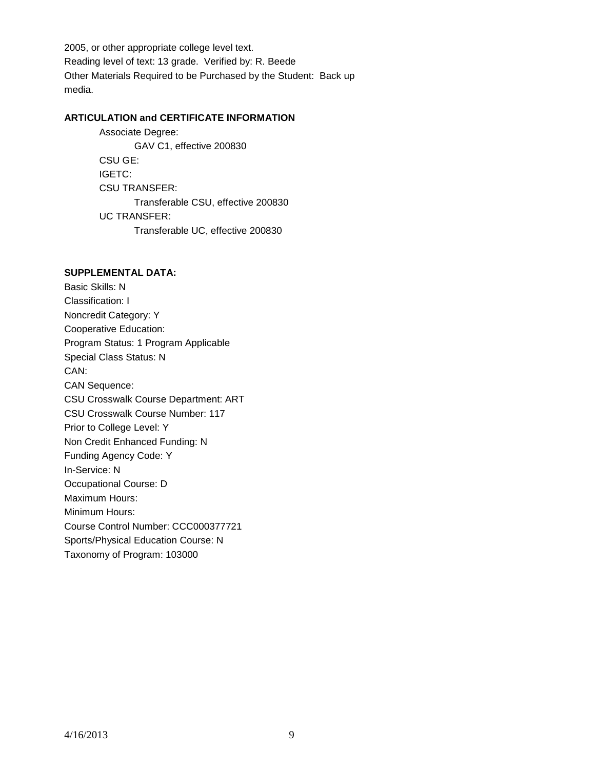2005, or other appropriate college level text.
Reading level of text: 13 grade. Verified by: R. Beede
Other Materials Required to be Purchased by the Student: Back up media.

**ARTICULATION and CERTIFICATE INFORMATION**

Associate Degree:
GAV C1, effective 200830
CSU GE:
IGETC:
CSU TRANSFER:
Transferable CSU, effective 200830
UC TRANSFER:
Transferable UC, effective 200830

**SUPPLEMENTAL DATA:**

Basic Skills: N
Classification: I
Noncredit Category: Y
Cooperative Education:
Program Status: 1 Program Applicable
Special Class Status: N
CAN:
CAN Sequence:
CSU Crosswalk Course Department: ART
CSU Crosswalk Course Number: 117
Prior to College Level: Y
Non Credit Enhanced Funding: N
Funding Agency Code: Y
In-Service: N
Occupational Course: D
Maximum Hours:
Minimum Hours:
Course Control Number: CCC000377721
Sports/Physical Education Course: N
Taxonomy of Program: 103000